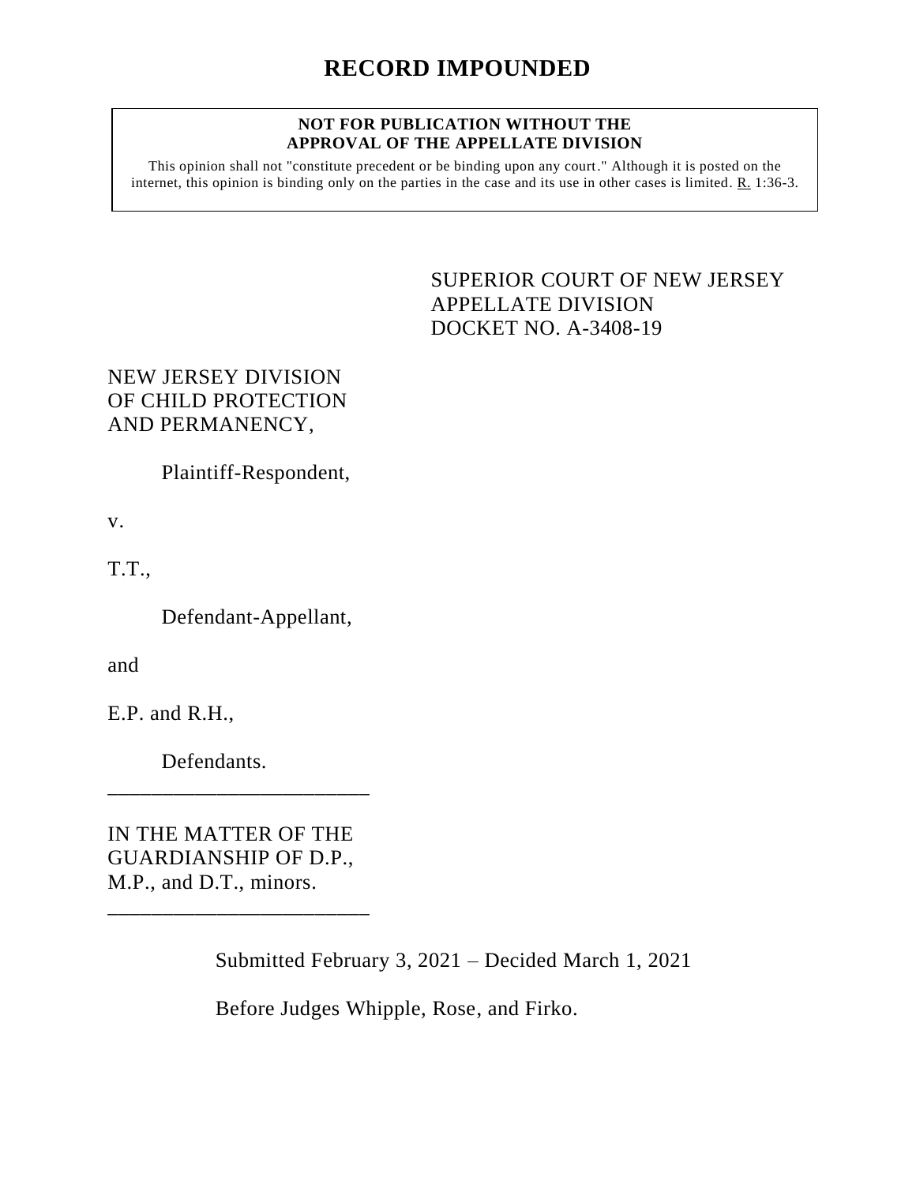# RECORD IMPOUNDED

**NOT FOR PUBLICATION WITHOUT THE APPROVAL OF THE APPELLATE DIVISION**

This opinion shall not "constitute precedent or be binding upon any court." Although it is posted on the internet, this opinion is binding only on the parties in the case and its use in other cases is limited. R. 1:36-3.

SUPERIOR COURT OF NEW JERSEY
APPELLATE DIVISION
DOCKET NO. A-3408-19

NEW JERSEY DIVISION OF CHILD PROTECTION AND PERMANENCY,

Plaintiff-Respondent,

v.

T.T.,

Defendant-Appellant,

and

E.P. and R.H.,

Defendants.

\_\_\_\_\_\_\_\_\_\_\_\_\_\_\_\_\_\_\_\_\_\_\_\_\_

IN THE MATTER OF THE GUARDIANSHIP OF D.P., M.P., and D.T., minors.

\_\_\_\_\_\_\_\_\_\_\_\_\_\_\_\_\_\_\_\_\_\_\_\_\_

Submitted February 3, 2021 – Decided March 1, 2021

Before Judges Whipple, Rose, and Firko.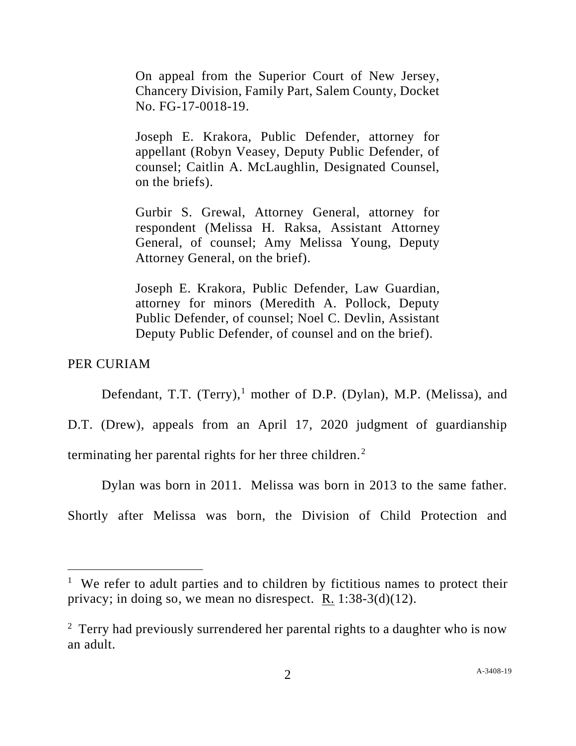On appeal from the Superior Court of New Jersey, Chancery Division, Family Part, Salem County, Docket No. FG-17-0018-19.

Joseph E. Krakora, Public Defender, attorney for appellant (Robyn Veasey, Deputy Public Defender, of counsel; Caitlin A. McLaughlin, Designated Counsel, on the briefs).

Gurbir S. Grewal, Attorney General, attorney for respondent (Melissa H. Raksa, Assistant Attorney General, of counsel; Amy Melissa Young, Deputy Attorney General, on the brief).

Joseph E. Krakora, Public Defender, Law Guardian, attorney for minors (Meredith A. Pollock, Deputy Public Defender, of counsel; Noel C. Devlin, Assistant Deputy Public Defender, of counsel and on the brief).

PER CURIAM

Defendant, T.T. (Terry),[1] mother of D.P. (Dylan), M.P. (Melissa), and D.T. (Drew), appeals from an April 17, 2020 judgment of guardianship terminating her parental rights for her three children.[2]

Dylan was born in 2011. Melissa was born in 2013 to the same father. Shortly after Melissa was born, the Division of Child Protection and

---

[1] We refer to adult parties and to children by fictitious names to protect their privacy; in doing so, we mean no disrespect. R. 1:38-3(d)(12).

[2] Terry had previously surrendered her parental rights to a daughter who is now an adult.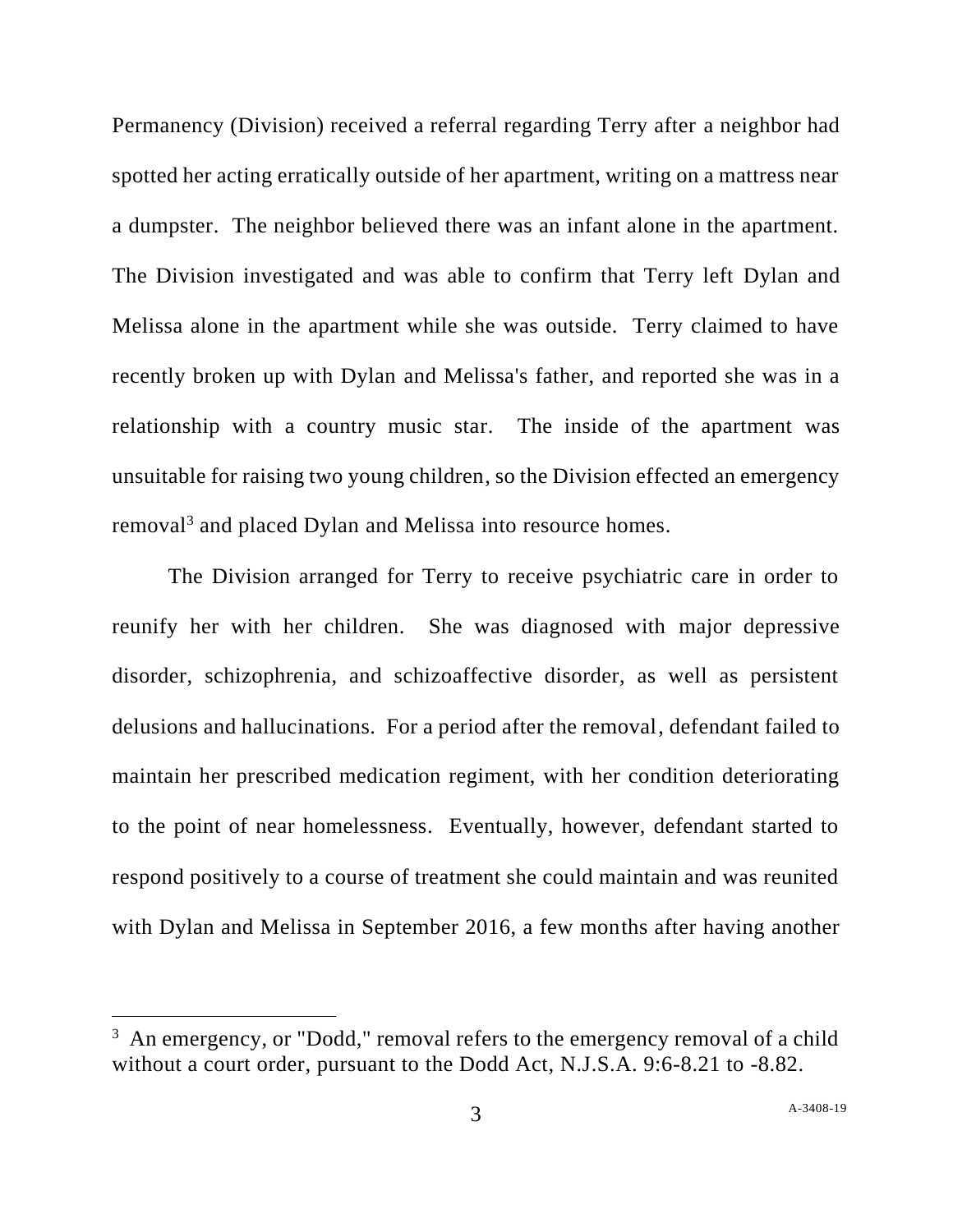Permanency (Division) received a referral regarding Terry after a neighbor had spotted her acting erratically outside of her apartment, writing on a mattress near a dumpster. The neighbor believed there was an infant alone in the apartment. The Division investigated and was able to confirm that Terry left Dylan and Melissa alone in the apartment while she was outside. Terry claimed to have recently broken up with Dylan and Melissa's father, and reported she was in a relationship with a country music star. The inside of the apartment was unsuitable for raising two young children, so the Division effected an emergency removal[3] and placed Dylan and Melissa into resource homes.

The Division arranged for Terry to receive psychiatric care in order to reunify her with her children. She was diagnosed with major depressive disorder, schizophrenia, and schizoaffective disorder, as well as persistent delusions and hallucinations. For a period after the removal, defendant failed to maintain her prescribed medication regiment, with her condition deteriorating to the point of near homelessness. Eventually, however, defendant started to respond positively to a course of treatment she could maintain and was reunited with Dylan and Melissa in September 2016, a few months after having another

[3] An emergency, or "Dodd," removal refers to the emergency removal of a child without a court order, pursuant to the Dodd Act, N.J.S.A. 9:6-8.21 to -8.82.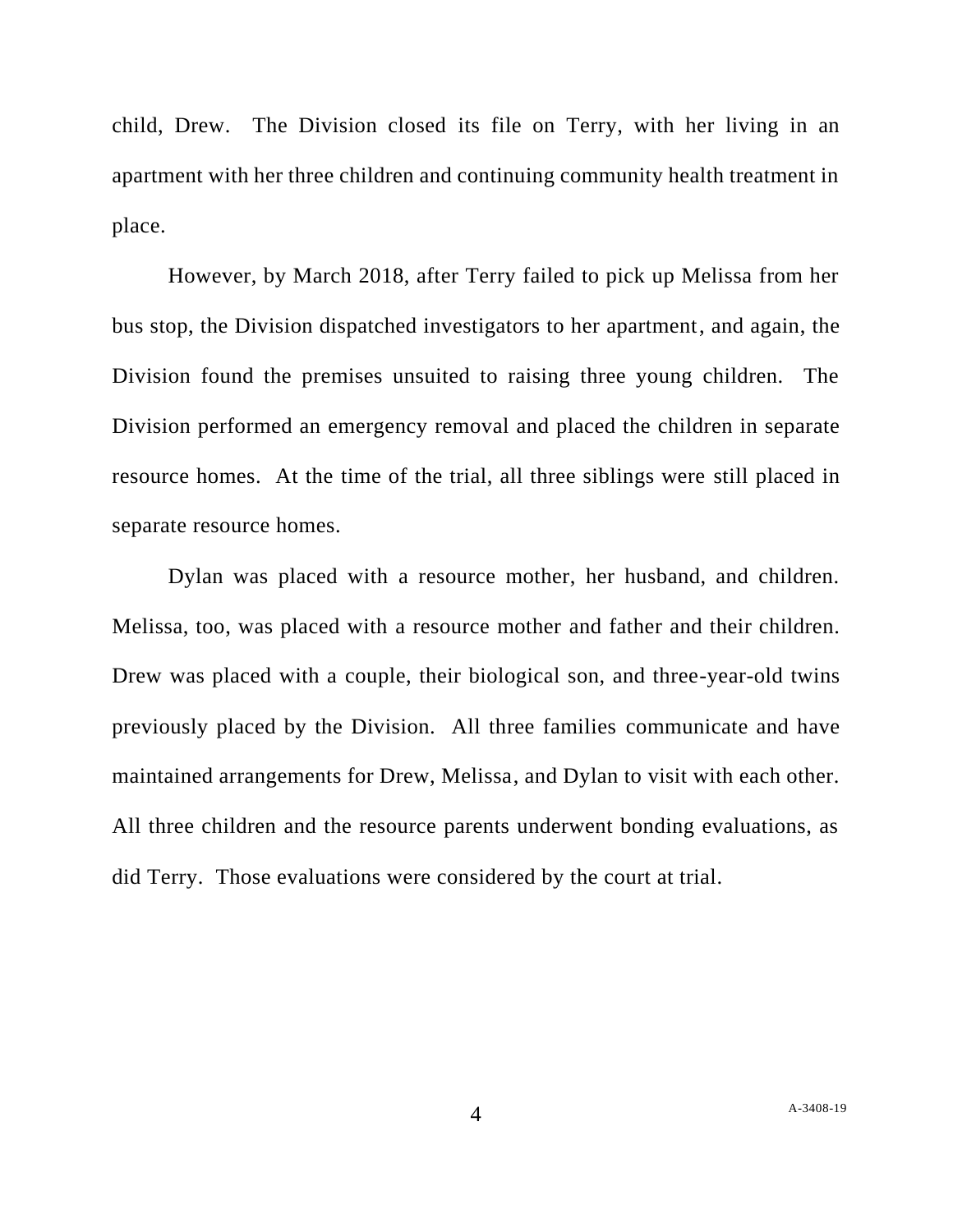child, Drew. The Division closed its file on Terry, with her living in an apartment with her three children and continuing community health treatment in place.

However, by March 2018, after Terry failed to pick up Melissa from her bus stop, the Division dispatched investigators to her apartment, and again, the Division found the premises unsuited to raising three young children. The Division performed an emergency removal and placed the children in separate resource homes. At the time of the trial, all three siblings were still placed in separate resource homes.

Dylan was placed with a resource mother, her husband, and children. Melissa, too, was placed with a resource mother and father and their children. Drew was placed with a couple, their biological son, and three-year-old twins previously placed by the Division. All three families communicate and have maintained arrangements for Drew, Melissa, and Dylan to visit with each other. All three children and the resource parents underwent bonding evaluations, as did Terry. Those evaluations were considered by the court at trial.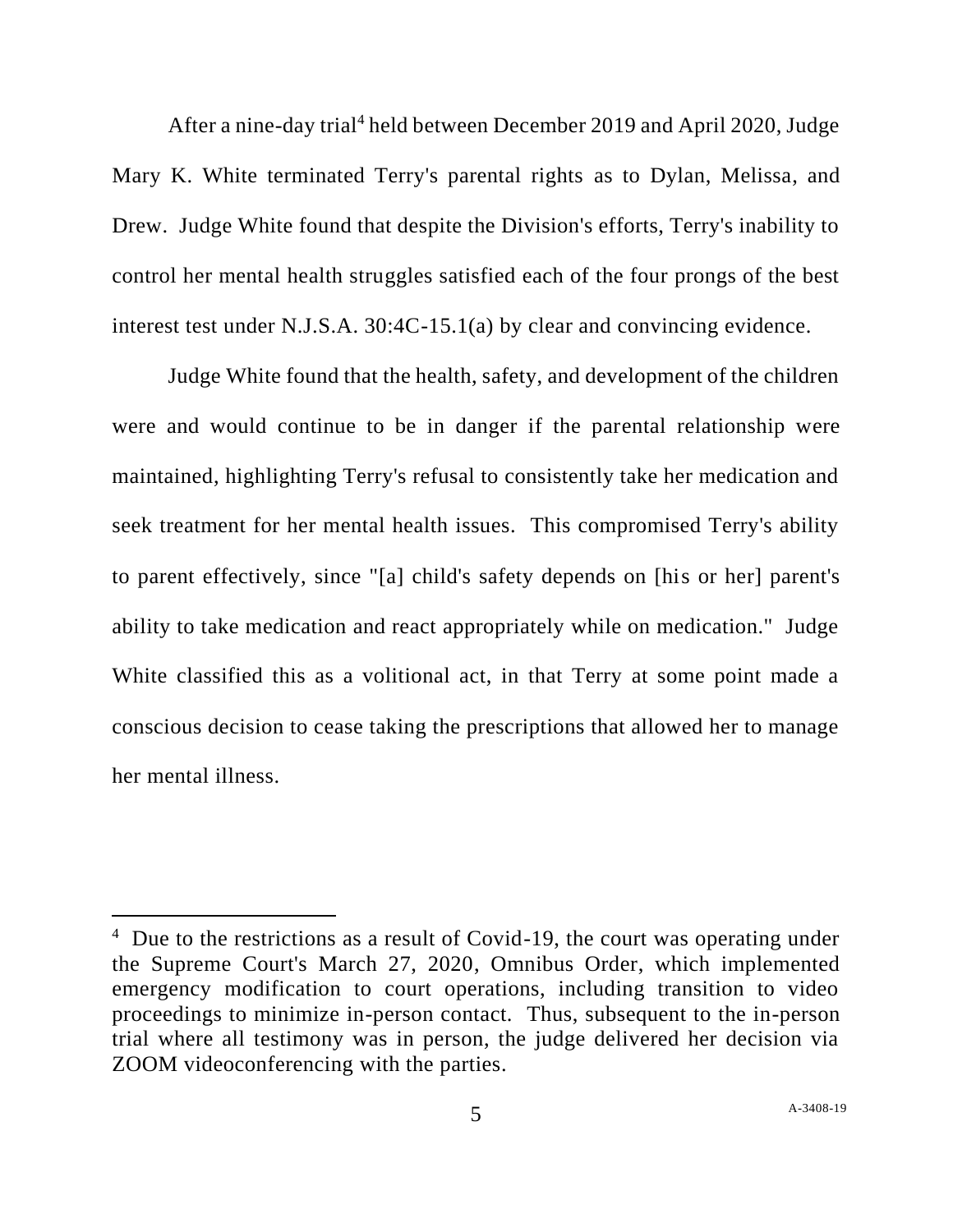After a nine-day trial[4] held between December 2019 and April 2020, Judge Mary K. White terminated Terry's parental rights as to Dylan, Melissa, and Drew. Judge White found that despite the Division's efforts, Terry's inability to control her mental health struggles satisfied each of the four prongs of the best interest test under N.J.S.A. 30:4C-15.1(a) by clear and convincing evidence.

Judge White found that the health, safety, and development of the children were and would continue to be in danger if the parental relationship were maintained, highlighting Terry's refusal to consistently take her medication and seek treatment for her mental health issues. This compromised Terry's ability to parent effectively, since "[a] child's safety depends on [his or her] parent's ability to take medication and react appropriately while on medication." Judge White classified this as a volitional act, in that Terry at some point made a conscious decision to cease taking the prescriptions that allowed her to manage her mental illness.

---

[4] Due to the restrictions as a result of Covid-19, the court was operating under the Supreme Court's March 27, 2020, Omnibus Order, which implemented emergency modification to court operations, including transition to video proceedings to minimize in-person contact. Thus, subsequent to the in-person trial where all testimony was in person, the judge delivered her decision via ZOOM videoconferencing with the parties.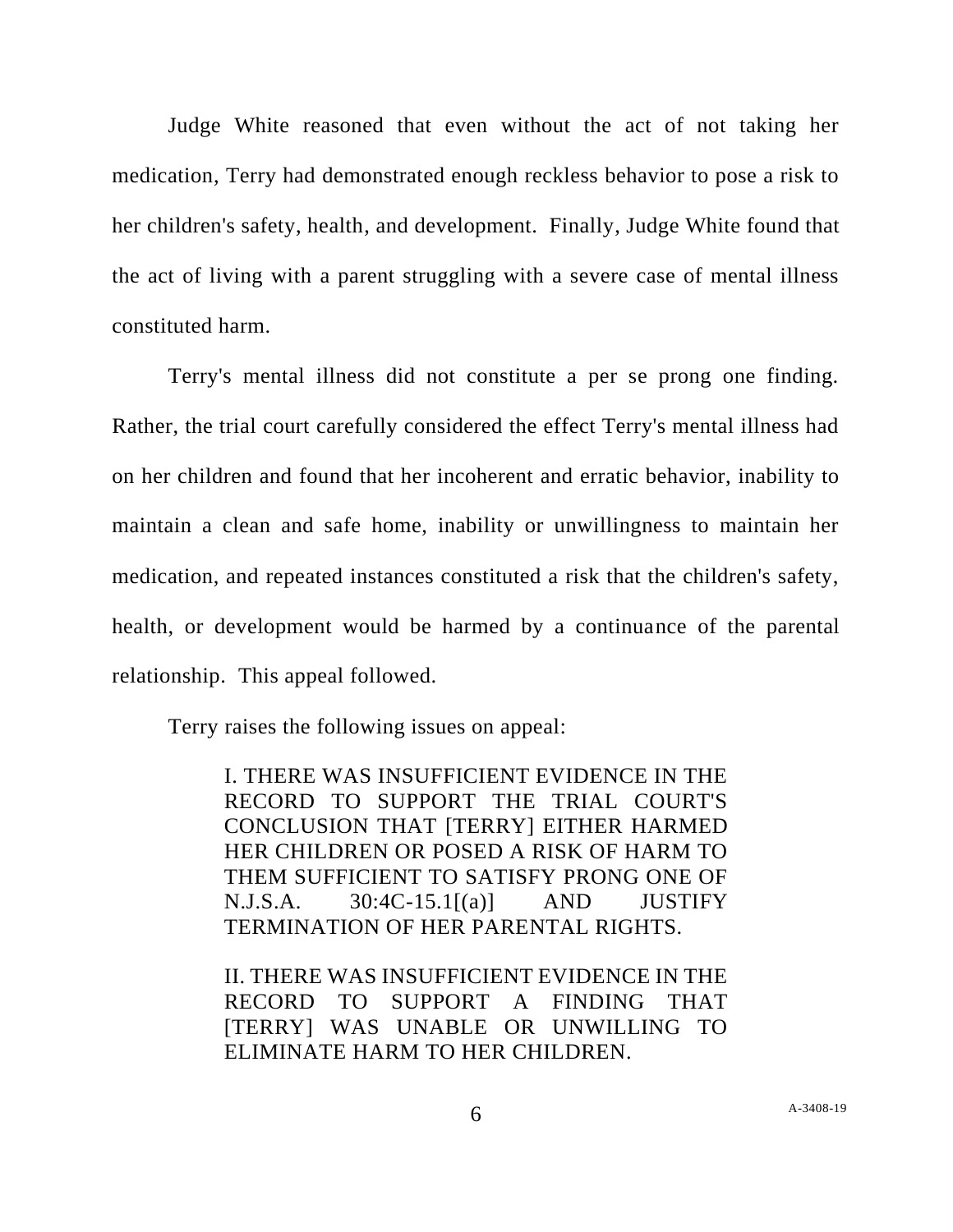Judge White reasoned that even without the act of not taking her medication, Terry had demonstrated enough reckless behavior to pose a risk to her children's safety, health, and development. Finally, Judge White found that the act of living with a parent struggling with a severe case of mental illness constituted harm.

Terry's mental illness did not constitute a per se prong one finding. Rather, the trial court carefully considered the effect Terry's mental illness had on her children and found that her incoherent and erratic behavior, inability to maintain a clean and safe home, inability or unwillingness to maintain her medication, and repeated instances constituted a risk that the children's safety, health, or development would be harmed by a continuance of the parental relationship. This appeal followed.

Terry raises the following issues on appeal:

> I. THERE WAS INSUFFICIENT EVIDENCE IN THE RECORD TO SUPPORT THE TRIAL COURT'S CONCLUSION THAT [TERRY] EITHER HARMED HER CHILDREN OR POSED A RISK OF HARM TO THEM SUFFICIENT TO SATISFY PRONG ONE OF N.J.S.A. 30:4C-15.1[(a)] AND JUSTIFY TERMINATION OF HER PARENTAL RIGHTS.
>
> II. THERE WAS INSUFFICIENT EVIDENCE IN THE RECORD TO SUPPORT A FINDING THAT [TERRY] WAS UNABLE OR UNWILLING TO ELIMINATE HARM TO HER CHILDREN.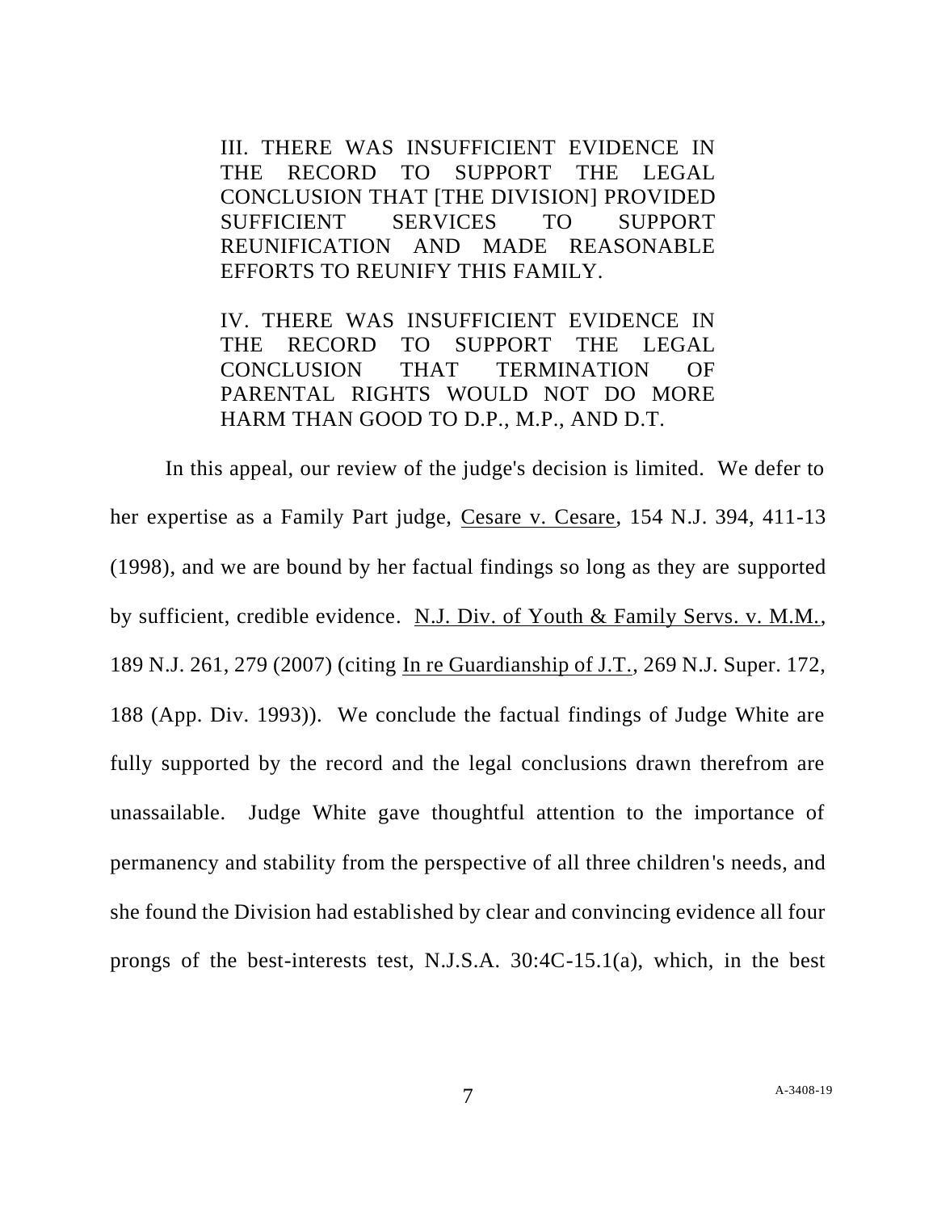> III. THERE WAS INSUFFICIENT EVIDENCE IN THE RECORD TO SUPPORT THE LEGAL CONCLUSION THAT [THE DIVISION] PROVIDED SUFFICIENT SERVICES TO SUPPORT REUNIFICATION AND MADE REASONABLE EFFORTS TO REUNIFY THIS FAMILY.
>
> IV. THERE WAS INSUFFICIENT EVIDENCE IN THE RECORD TO SUPPORT THE LEGAL CONCLUSION THAT TERMINATION OF PARENTAL RIGHTS WOULD NOT DO MORE HARM THAN GOOD TO D.P., M.P., AND D.T.

In this appeal, our review of the judge's decision is limited. We defer to her expertise as a Family Part judge, Cesare v. Cesare, 154 N.J. 394, 411-13 (1998), and we are bound by her factual findings so long as they are supported by sufficient, credible evidence. N.J. Div. of Youth & Family Servs. v. M.M., 189 N.J. 261, 279 (2007) (citing In re Guardianship of J.T., 269 N.J. Super. 172, 188 (App. Div. 1993)). We conclude the factual findings of Judge White are fully supported by the record and the legal conclusions drawn therefrom are unassailable. Judge White gave thoughtful attention to the importance of permanency and stability from the perspective of all three children's needs, and she found the Division had established by clear and convincing evidence all four prongs of the best-interests test, N.J.S.A. 30:4C-15.1(a), which, in the best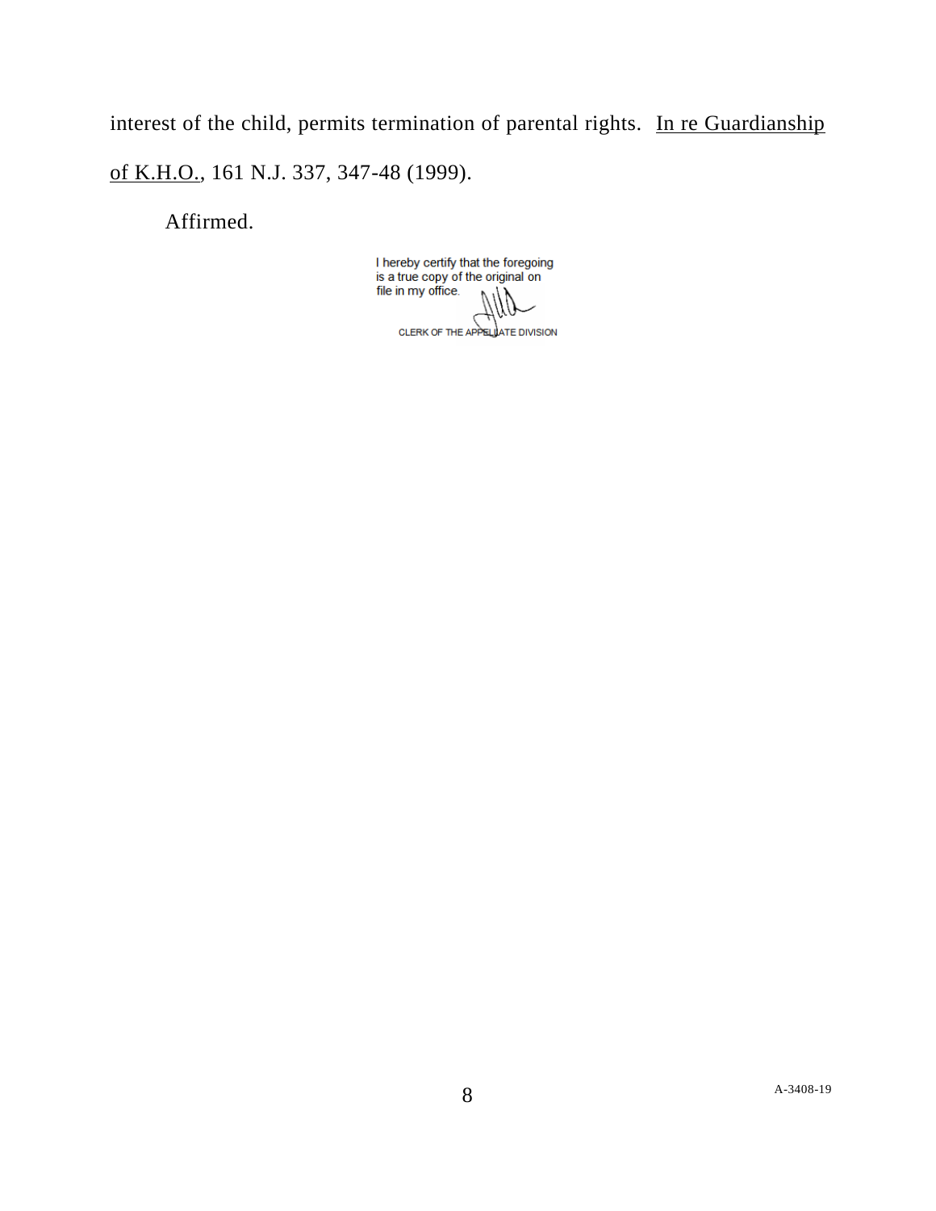interest of the child, permits termination of parental rights. In re Guardianship of K.H.O., 161 N.J. 337, 347-48 (1999).

Affirmed.

I hereby certify that the foregoing is a true copy of the original on file in my office.

CLERK OF THE APPELLATE DIVISION